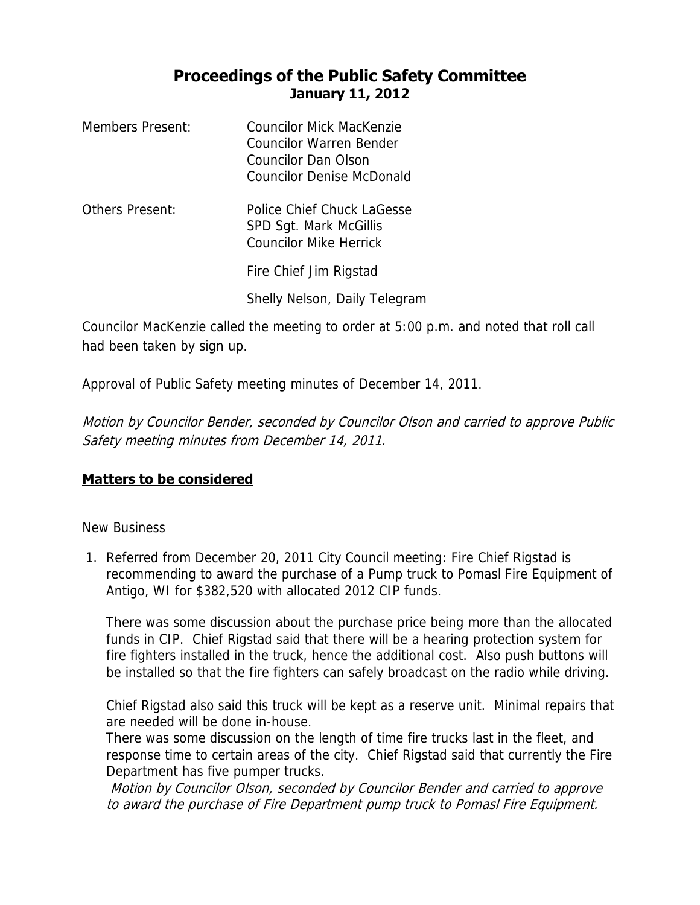# Proceedings of the Public Safety Committee
## January 11, 2012

Members Present: Councilor Mick MacKenzie
Councilor Warren Bender
Councilor Dan Olson
Councilor Denise McDonald

Others Present: Police Chief Chuck LaGesse
SPD Sgt. Mark McGillis
Councilor Mike Herrick

Fire Chief Jim Rigstad

Shelly Nelson, Daily Telegram

Councilor MacKenzie called the meeting to order at 5:00 p.m. and noted that roll call had been taken by sign up.

Approval of Public Safety meeting minutes of December 14, 2011.

*Motion by Councilor Bender, seconded by Councilor Olson and carried to approve Public Safety meeting minutes from December 14, 2011.*

## **Matters to be considered**

New Business

1. Referred from December 20, 2011 City Council meeting: Fire Chief Rigstad is recommending to award the purchase of a Pump truck to Pomasl Fire Equipment of Antigo, WI for $382,520 with allocated 2012 CIP funds.

   There was some discussion about the purchase price being more than the allocated funds in CIP. Chief Rigstad said that there will be a hearing protection system for fire fighters installed in the truck, hence the additional cost. Also push buttons will be installed so that the fire fighters can safely broadcast on the radio while driving.

   Chief Rigstad also said this truck will be kept as a reserve unit. Minimal repairs that are needed will be done in-house.
   There was some discussion on the length of time fire trucks last in the fleet, and response time to certain areas of the city. Chief Rigstad said that currently the Fire Department has five pumper trucks.
   *Motion by Councilor Olson, seconded by Councilor Bender and carried to approve to award the purchase of Fire Department pump truck to Pomasl Fire Equipment.*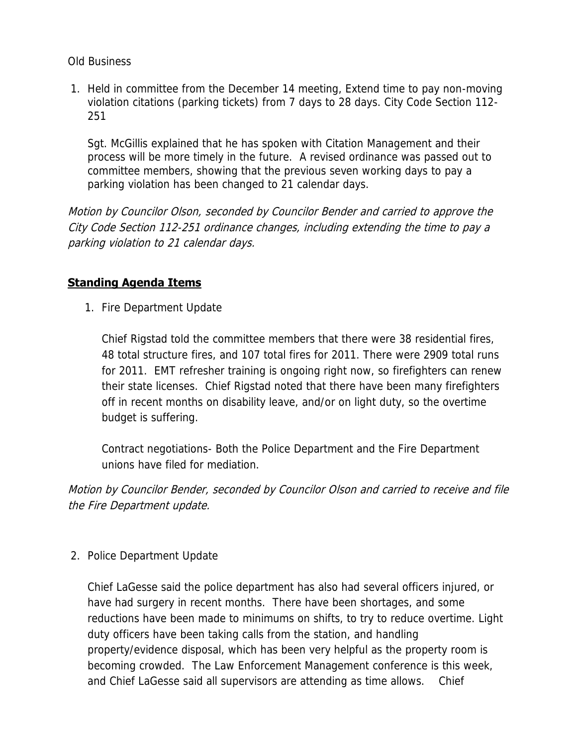Old Business

1. Held in committee from the December 14 meeting, Extend time to pay non-moving violation citations (parking tickets) from 7 days to 28 days. City Code Section 112-251

   Sgt. McGillis explained that he has spoken with Citation Management and their process will be more timely in the future. A revised ordinance was passed out to committee members, showing that the previous seven working days to pay a parking violation has been changed to 21 calendar days.

*Motion by Councilor Olson, seconded by Councilor Bender and carried to approve the City Code Section 112-251 ordinance changes, including extending the time to pay a parking violation to 21 calendar days.*

## Standing Agenda Items

1. Fire Department Update

   Chief Rigstad told the committee members that there were 38 residential fires, 48 total structure fires, and 107 total fires for 2011. There were 2909 total runs for 2011. EMT refresher training is ongoing right now, so firefighters can renew their state licenses. Chief Rigstad noted that there have been many firefighters off in recent months on disability leave, and/or on light duty, so the overtime budget is suffering.

   Contract negotiations- Both the Police Department and the Fire Department unions have filed for mediation.

*Motion by Councilor Bender, seconded by Councilor Olson and carried to receive and file the Fire Department update.*

2. Police Department Update

   Chief LaGesse said the police department has also had several officers injured, or have had surgery in recent months. There have been shortages, and some reductions have been made to minimums on shifts, to try to reduce overtime. Light duty officers have been taking calls from the station, and handling property/evidence disposal, which has been very helpful as the property room is becoming crowded. The Law Enforcement Management conference is this week, and Chief LaGesse said all supervisors are attending as time allows. Chief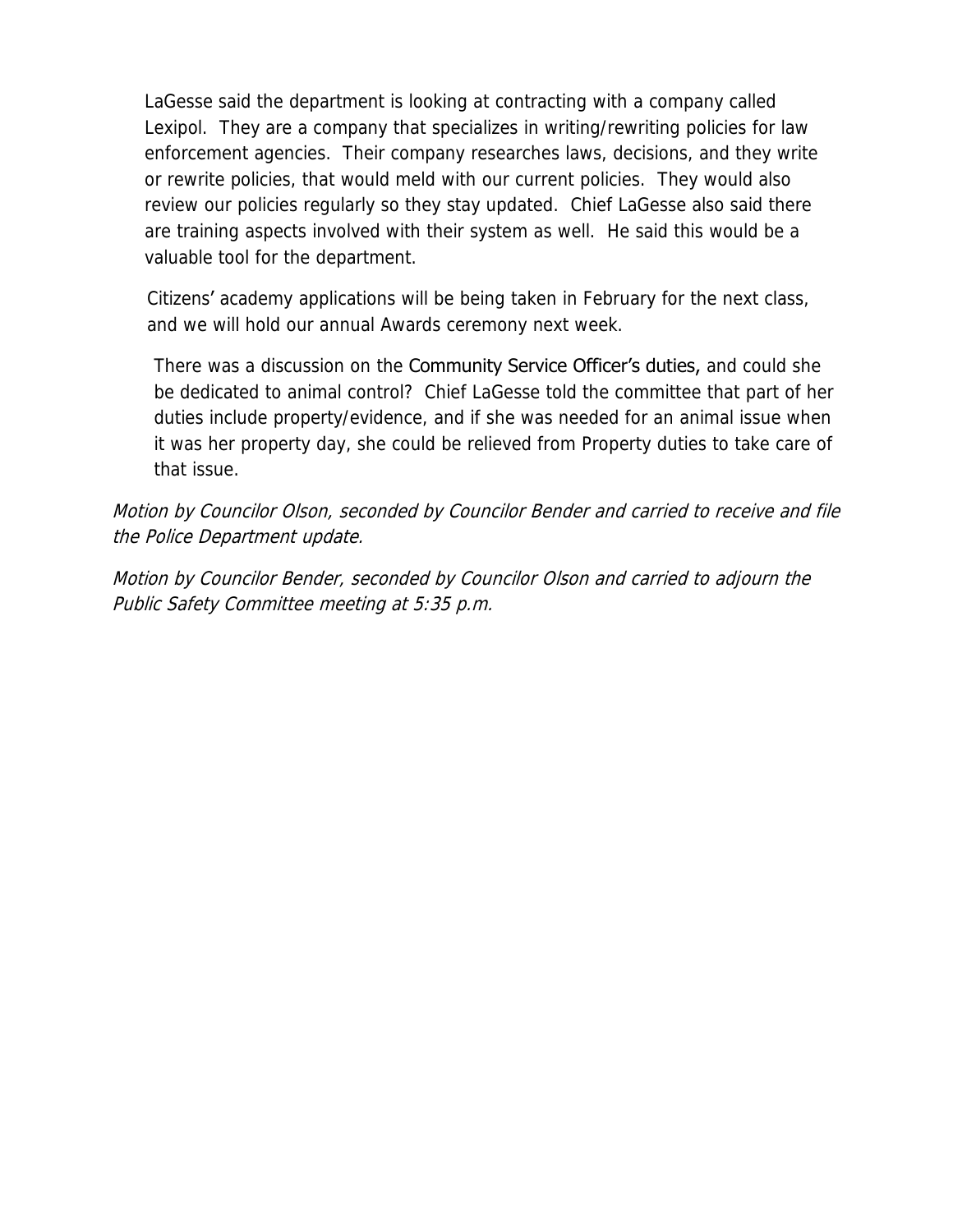LaGesse said the department is looking at contracting with a company called Lexipol. They are a company that specializes in writing/rewriting policies for law enforcement agencies. Their company researches laws, decisions, and they write or rewrite policies, that would meld with our current policies. They would also review our policies regularly so they stay updated. Chief LaGesse also said there are training aspects involved with their system as well. He said this would be a valuable tool for the department.

Citizens' academy applications will be being taken in February for the next class, and we will hold our annual Awards ceremony next week.

There was a discussion on the Community Service Officer's duties, and could she be dedicated to animal control? Chief LaGesse told the committee that part of her duties include property/evidence, and if she was needed for an animal issue when it was her property day, she could be relieved from Property duties to take care of that issue.

*Motion by Councilor Olson, seconded by Councilor Bender and carried to receive and file the Police Department update.*

*Motion by Councilor Bender, seconded by Councilor Olson and carried to adjourn the Public Safety Committee meeting at 5:35 p.m.*